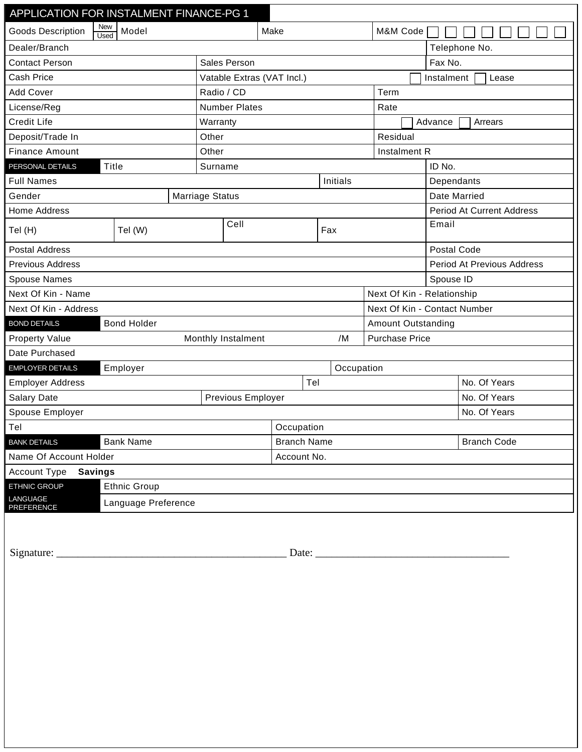# APPLICATION FOR INSTALMENT FINANCE-PG 1

| Goods Description | New / Used | Model | Make | M&M Code ☐ ☐ ☐ ☐ ☐ ☐ ☐ ☐ |
|---|---|---|---|---|

| Dealer/Branch | | Telephone No. |
|---|---|---|
| Contact Person | Sales Person | Fax No. |
| Cash Price | Vatable Extras (VAT Incl.) | ☐ Instalment ☐ Lease |
| Add Cover | Radio / CD | Term |
| License/Reg | Number Plates | Rate |
| Credit Life | Warranty | ☐ Advance ☐ Arrears |
| Deposit/Trade In | Other | Residual |
| Finance Amount | Other | Instalment R |

| PERSONAL DETAILS | Title | Surname | ID No. |
|---|---|---|---|
| Full Names | | Initials | Dependants |
| Gender | Marriage Status | | Date Married |
| Home Address | | | Period At Current Address |
| Tel (H) | Tel (W) | Cell | Fax | Email |
| Postal Address | | | Postal Code |
| Previous Address | | | Period At Previous Address |
| Spouse Names | | | Spouse ID |
| Next Of Kin - Name | | Next Of Kin - Relationship | |
| Next Of Kin - Address | | Next Of Kin - Contact Number | |

| BOND DETAILS | Bond Holder | Amount Outstanding |
|---|---|---|
| Property Value | Monthly Instalment /M | Purchase Price |
| Date Purchased | | |

| EMPLOYER DETAILS | Employer | Occupation | |
|---|---|---|---|
| Employer Address | | Tel | No. Of Years |
| Salary Date | Previous Employer | | No. Of Years |
| Spouse Employer | | | No. Of Years |
| Tel | Occupation | | |

| BANK DETAILS | Bank Name | Branch Name | Branch Code |
|---|---|---|---|
| Name Of Account Holder | | Account No. | |
| Account Type **Savings** | | | |

| ETHNIC GROUP | Ethnic Group |
|---|---|
| LANGUAGE PREFERENCE | Language Preference |

Signature: ________________________________________ Date: ____________________________________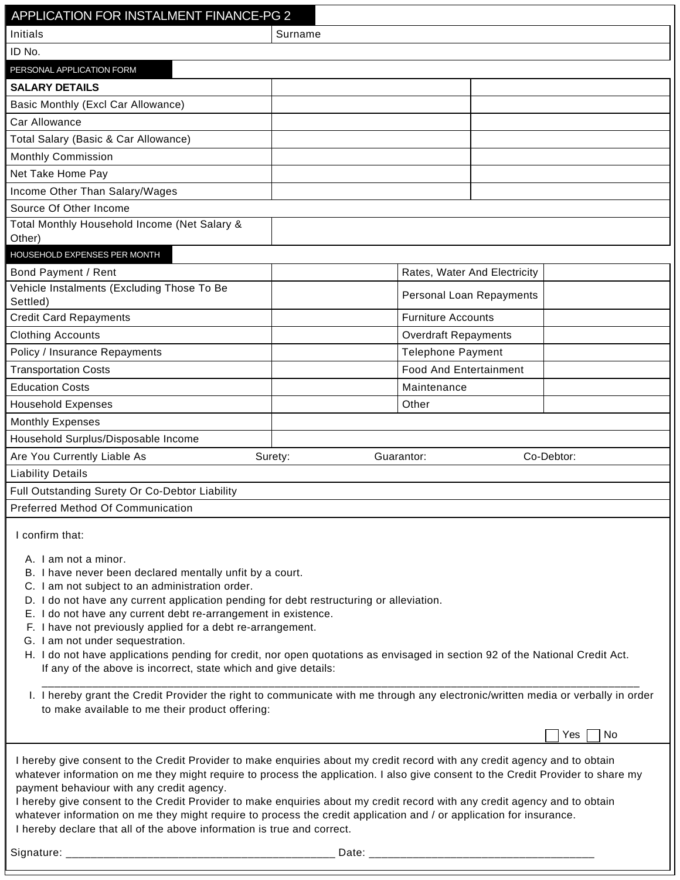# APPLICATION FOR INSTALMENT FINANCE-PG 2

| | |
|---|---|
| Initials | Surname |
| ID No. | |

## PERSONAL APPLICATION FORM

| **SALARY DETAILS** | | |
|---|---|---|
| Basic Monthly (Excl Car Allowance) | | |
| Car Allowance | | |
| Total Salary (Basic & Car Allowance) | | |
| Monthly Commission | | |
| Net Take Home Pay | | |
| Income Other Than Salary/Wages | | |
| Source Of Other Income | | |
| Total Monthly Household Income (Net Salary & Other) | | |

## HOUSEHOLD EXPENSES PER MONTH

| | | | |
|---|---|---|---|
| Bond Payment / Rent | | Rates, Water And Electricity | |
| Vehicle Instalments (Excluding Those To Be Settled) | | Personal Loan Repayments | |
| Credit Card Repayments | | Furniture Accounts | |
| Clothing Accounts | | Overdraft Repayments | |
| Policy / Insurance Repayments | | Telephone Payment | |
| Transportation Costs | | Food And Entertainment | |
| Education Costs | | Maintenance | |
| Household Expenses | | Other | |
| Monthly Expenses | | | |
| Household Surplus/Disposable Income | | | |

Are You Currently Liable As Surety: Guarantor: Co-Debtor:

Liability Details

Full Outstanding Surety Or Co-Debtor Liability

Preferred Method Of Communication

I confirm that:

A. I am not a minor.
B. I have never been declared mentally unfit by a court.
C. I am not subject to an administration order.
D. I do not have any current application pending for debt restructuring or alleviation.
E. I do not have any current debt re-arrangement in existence.
F. I have not previously applied for a debt re-arrangement.
G. I am not under sequestration.
H. I do not have applications pending for credit, nor open quotations as envisaged in section 92 of the National Credit Act. If any of the above is incorrect, state which and give details: ______________________________________________________________________________
I. I hereby grant the Credit Provider the right to communicate with me through any electronic/written media or verbally in order to make available to me their product offering:

☐ Yes ☐ No

I hereby give consent to the Credit Provider to make enquiries about my credit record with any credit agency and to obtain whatever information on me they might require to process the application. I also give consent to the Credit Provider to share my payment behaviour with any credit agency.
I hereby give consent to the Credit Provider to make enquiries about my credit record with any credit agency and to obtain whatever information on me they might require to process the credit application and / or application for insurance.
I hereby declare that all of the above information is true and correct.

Signature: ___________________________________________ Date: ____________________________________